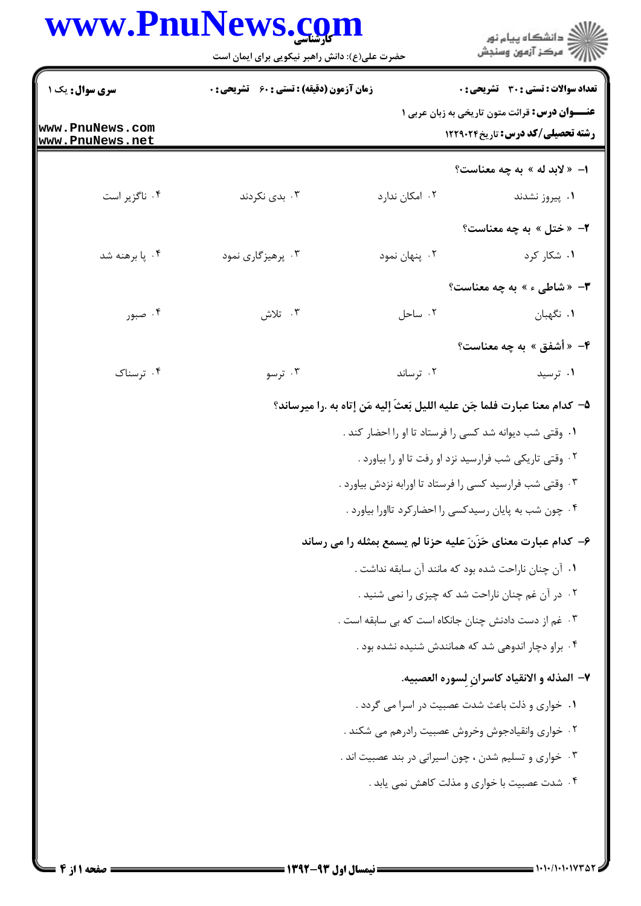**سری سوال:** یک ۱

**زمان آزمون (دقیقه) : تستی : ۶۰ تشریحی : ۰**

**تعداد سوالات : تستی : ۳۰ تشریحی : ۰**

**عنـــوان درس:** قرائت متون تاریخی به زبان عربی ۱

**رشته تحصیلی/کد درس:** تاریخ ۱۲۲۹۰۲۴

۱- « لابد له » به چه معناست؟

۱. پیروز نشدند
۲. امکان ندارد
۳. بدی نکردند
۴. ناگزیر است

۲- « ختل » به چه معناست؟

۱. شکار کرد
۲. پنهان نمود
۳. پرهیزگاری نمود
۴. پا برهنه شد

۳- « شاطیء » به چه معناست؟

۱. نگهبان
۲. ساحل
۳. تلاش
۴. صبور

۴- « أشفق » به چه معناست؟

۱. ترسید
۲. ترساند
۳. ترسو
۴. ترسناک

۵- کدام معنا عبارت فلما جَن علیه اللیل بَعثَ إلیه مَن إتاه به .را میرساند؟

۱. وقتی شب دیوانه شد کسی را فرستاد تا او را احضار کند .
۲. وقتی تاریکی شب فرارسید نزد او رفت تا او را بیاورد .
۳. وقتی شب فرارسید کسی را فرستاد تا اورابه نزدش بیاورد .
۴. چون شب به پایان رسیدکسی را احضارکرد تااورا بیاورد .

۶- کدام عبارت معنای حَزَنَ علیه حزنا لم یسمع بمثله را می رساند

۱. آن چنان ناراحت شده بود که مانند آن سابقه نداشت .
۲. در آن غم چنان ناراحت شد که چیزی را نمی شنید .
۳. غم از دست دادنش چنان جانکاه است که بی سابقه است .
۴. براو دچار اندوهی شد که همانندش شنیده نشده بود .

۷- المذله و الانقیاد کاسران لِسوره العصبیه.

۱. خواری و ذلت باعث شدت عصبیت در اسرا می گردد .
۲. خواری وانقیادجوش وخروش عصبیت رادرهم می شکند .
۳. خواری و تسلیم شدن ، چون اسیرانی در بند عصبیت اند .
۴. شدت عصبیت با خواری و مذلت کاهش نمی یابد .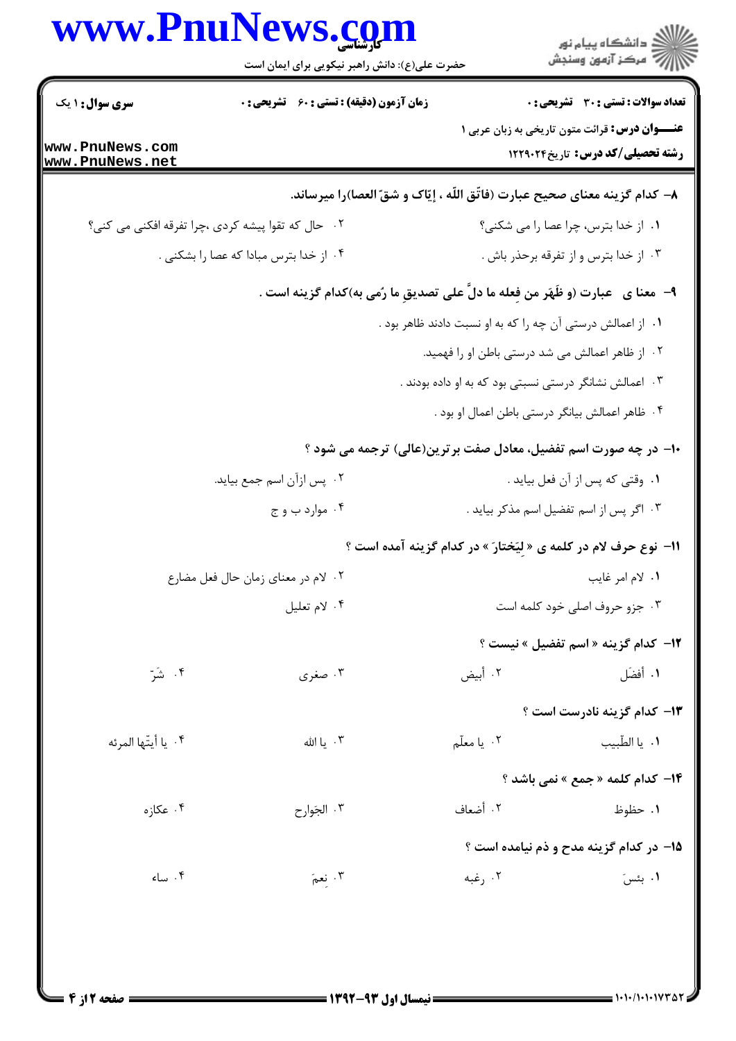**تعداد سوالات : تستی : ۳۰ تشریحی : ۰** | **زمان آزمون (دقیقه) : تستی : ۶۰ تشریحی : ۰** | **سری سوال : ۱ یک**

**عنـــوان درس:** قرائت متون تاریخی به زبان عربی ۱

**رشته تحصیلی/کد درس:** تاریخ۱۲۲۹۰۲۴

---

**۸- کدام گزینه معنای صحیح عبارت (فاتّق اللّه ، إیّاک و شقّ العصا)را میرساند.**

۱. از خدا بترس، چرا عصا را می شکنی؟

۲. حال که تقوا پیشه کردی ،چرا تفرقه افکنی می کنی؟

۳. از خدا بترس و از تفرقه برحذر باش .

۴. از خدا بترس مبادا که عصا را بشکنی .

**۹- معنا ی عبارت (و ظَهَر من فِعله ما دلَّ علی تصدیقِ ما رُمِی به)کدام گزینه است .**

۱. از اعمالش درستی آن چه را که به او نسبت دادند ظاهر بود .

۲. از ظاهر اعمالش می شد درستی باطن او را فهمید.

۳. اعمالش نشانگر درستی نسبتی بود که به او داده بودند .

۴. ظاهر اعمالش بیانگر درستی باطن اعمال او بود .

**۱۰- در چه صورت اسم تفضیل، معادل صفت برترین(عالی) ترجمه می شود ؟**

۱. وقتی که پس از آن فعل بیاید .

۲. پس ازآن اسم جمع بیاید.

۳. اگر پس از اسم تفضیل اسم مذکر بیاید .

۴. موارد ب و ج

**۱۱- نوع حرف لام در کلمه ی « لِیَختارَ » در کدام گزینه آمده است ؟**

۱. لام امر غایب

۲. لام در معنای زمان حال فعل مضارع

۳. جزو حروف اصلی خود کلمه است

۴. لام تعلیل

**۱۲- کدام گزینه « اسم تفضیل » نیست ؟**

۱. أفضَل

۲. أبیض

۳. صغری

۴. شَرّ

**۱۳- کدام گزینه نادرست است ؟**

۱. یا الطّبیب

۲. یا معلّم

۳. یا الله

۴. یا أیتّها المرئه

**۱۴- کدام کلمه « جمع » نمی باشد ؟**

۱. حظوظ

۲. أضعاف

۳. الجَوارح

۴. عکازه

**۱۵- در کدام گزینه مدح و ذم نیامده است ؟**

۱. بئسَ

۲. رغبه

۳. نِعمَ

۴. ساء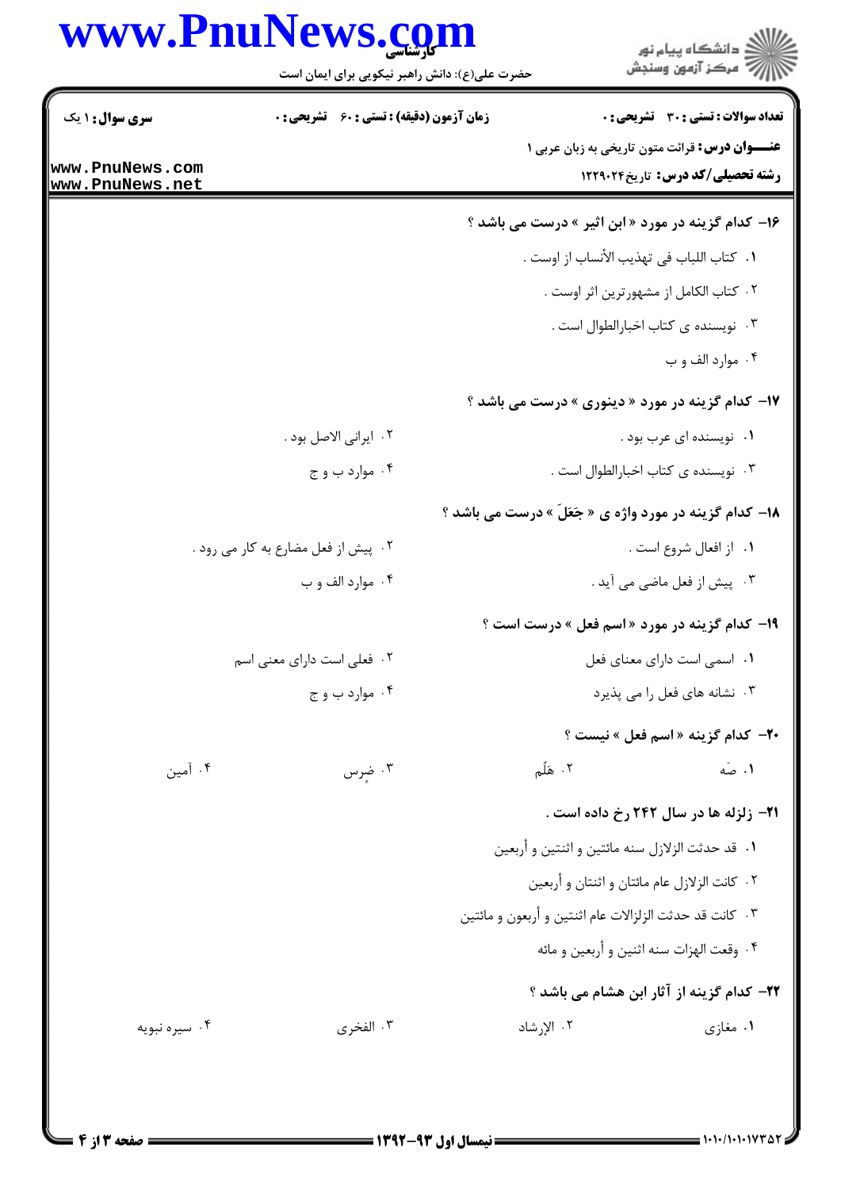۱۶- کدام گزینه در مورد « ابن اثیر » درست می باشد ؟

۱. کتاب اللباب فی تهذیب الأنساب از اوست .

۲. کتاب الکامل از مشهورترین اثر اوست .

۳. نویسنده ی کتاب اخبارالطوال است .

۴. موارد الف و ب

۱۷- کدام گزینه در مورد « دینوری » درست می باشد ؟

۱. نویسنده ای عرب بود .

۲. ایرانی الاصل بود .

۳. نویسنده ی کتاب اخبارالطوال است .

۴. موارد ب و ج

۱۸- کدام گزینه در مورد واژه ی « جَعَلَ » درست می باشد ؟

۱. از افعال شروع است .

۲. پیش از فعل مضارع به کار می رود .

۳. پیش از فعل ماضی می آید .

۴. موارد الف و ب

۱۹- کدام گزینه در مورد « اسم فعل » درست است ؟

۱. اسمی است دارای معنای فعل

۲. فعلی است دارای معنی اسم

۳. نشانه های فعل را می پذیرد

۴. موارد ب و ج

۲۰- کدام گزینه « اسم فعل » نیست ؟

۱. صَه

۲. هَلُم

۳. ضِرس

۴. آمین

۲۱- زلزله ها در سال ۲۴۲ رخ داده است .

۱. قد حدثت الزلازل سنه مائتین و اثنتین و أربعین

۲. کانت الزلازل عام مائتان و اثنتان و أربعین

۳. کانت قد حدثت الزلزالات عام اثنتین و أربعون و مائتین

۴. وقعت الهزات سنه اثنین و أربعین و مائه

۲۲- کدام گزینه از آثار ابن هشام می باشد ؟

۱. مغازی

۲. الإرشاد

۳. الفخری

۴. سیره نبویه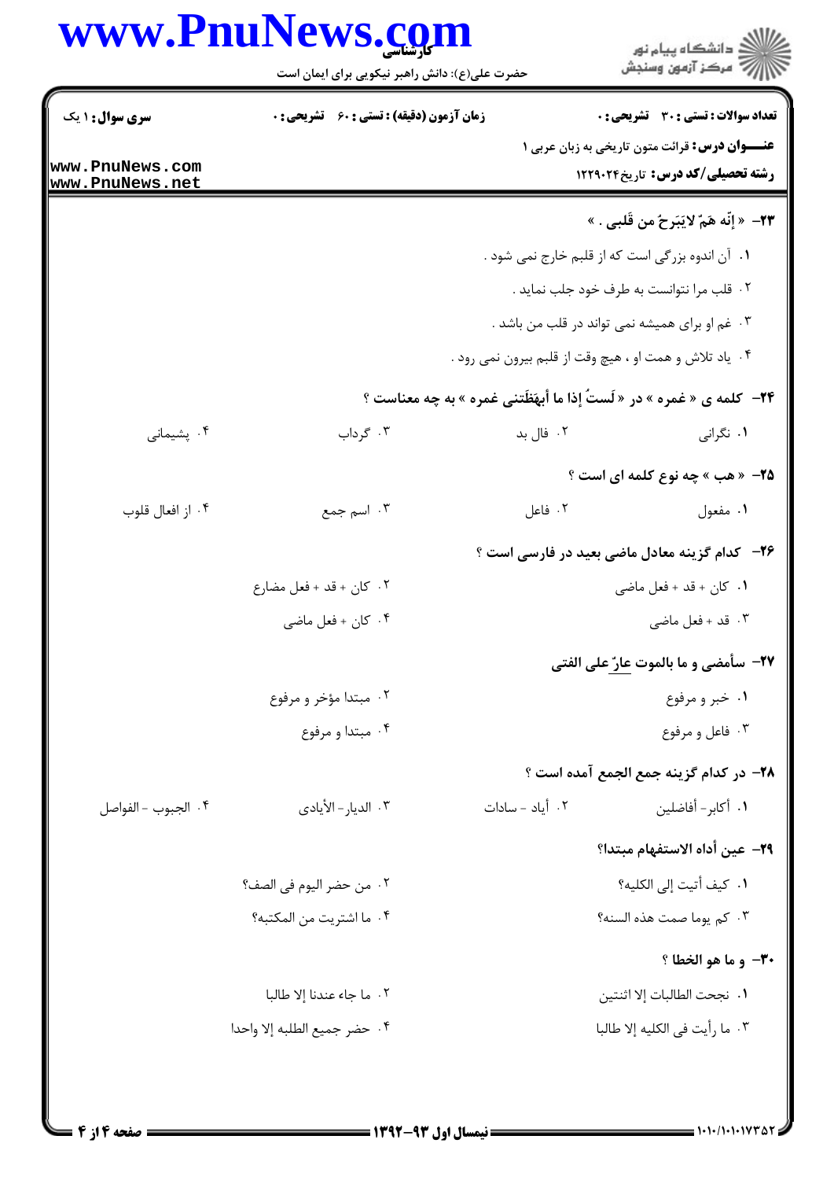۲۳- « إنّه هَمٌّ لایَبَرحُ من قَلبی . »

۱. آن اندوه بزرگی است که از قلبم خارج نمی شود .

۲. قلب مرا نتوانست به طرف خود جلب نماید .

۳. غم او برای همیشه نمی تواند در قلب من باشد .

۴. یاد تلاش و همت او ، هیچ وقت از قلبم بیرون نمی رود .

۲۴- کلمه ی « غمره » در « لَستُ إذا ما أبهَظَتنی غمره » به چه معناست ؟

۱. نگرانی ۲. فال بد ۳. گرداب ۴. پشیمانی

۲۵- « هب » چه نوع کلمه ای است ؟

۱. مفعول ۲. فاعل ۳. اسم جمع ۴. از افعال قلوب

۲۶- کدام گزینه معادل ماضی بعید در فارسی است ؟

۱. کان + قد + فعل ماضی ۲. کان + قد + فعل مضارع

۳. قد + فعل ماضی ۴. کان + فعل ماضی

۲۷- سأمضی و ما بالموت عارٌ علی الفتی

۱. خبر و مرفوع ۲. مبتدا مؤخر و مرفوع

۳. فاعل و مرفوع ۴. مبتدا و مرفوع

۲۸- در کدام گزینه جمع الجمع آمده است ؟

۱. أکابر- أفاضلین ۲. أیاد - سادات ۳. الدیار- الأیادی ۴. الجبوب - الفواصل

۲۹- عین أداه الاستفهام مبتدا؟

۱. کیف أتیت إلی الکلیه؟ ۲. من حضر الیوم فی الصف؟

۳. کم یوما صمت هذه السنه؟ ۴. ما اشتریت من المکتبه؟

۳۰- و ما هو الخطا ؟

۱. نجحت الطالبات إلا اثنتین ۲. ما جاء عندنا إلا طالبا

۳. ما رأیت فی الکلیه إلا طالبا ۴. حضر جمیع الطلبه إلا واحدا